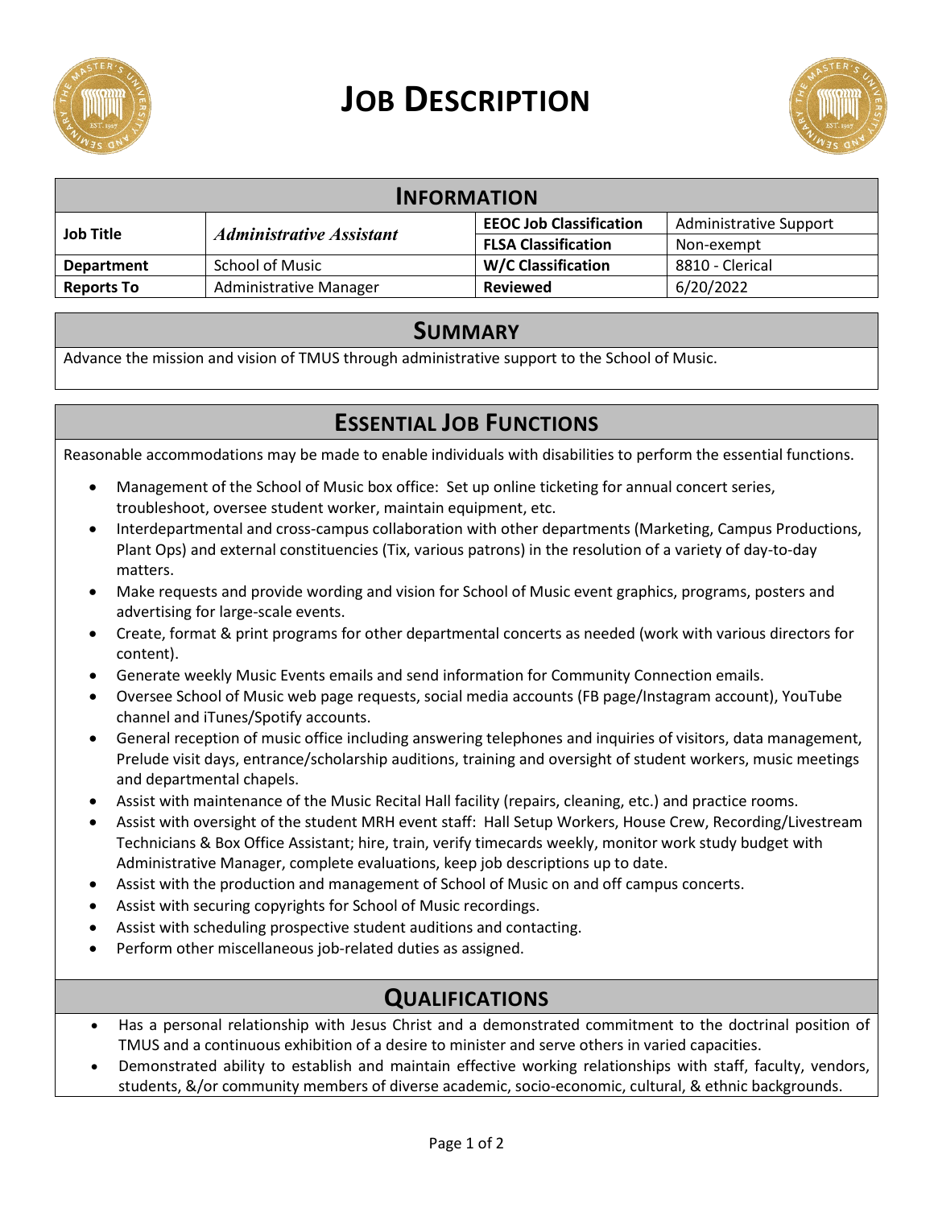# Job Description

## Information

| Job Title | *Administrative Assistant* | EEOC Job Classification | Administrative Support |
|---|---|---|---|
| | | FLSA Classification | Non-exempt |
| Department | School of Music | W/C Classification | 8810 - Clerical |
| Reports To | Administrative Manager | Reviewed | 6/20/2022 |

## Summary

Advance the mission and vision of TMUS through administrative support to the School of Music.

## Essential Job Functions

Reasonable accommodations may be made to enable individuals with disabilities to perform the essential functions.

- Management of the School of Music box office: Set up online ticketing for annual concert series, troubleshoot, oversee student worker, maintain equipment, etc.
- Interdepartmental and cross-campus collaboration with other departments (Marketing, Campus Productions, Plant Ops) and external constituencies (Tix, various patrons) in the resolution of a variety of day-to-day matters.
- Make requests and provide wording and vision for School of Music event graphics, programs, posters and advertising for large-scale events.
- Create, format & print programs for other departmental concerts as needed (work with various directors for content).
- Generate weekly Music Events emails and send information for Community Connection emails.
- Oversee School of Music web page requests, social media accounts (FB page/Instagram account), YouTube channel and iTunes/Spotify accounts.
- General reception of music office including answering telephones and inquiries of visitors, data management, Prelude visit days, entrance/scholarship auditions, training and oversight of student workers, music meetings and departmental chapels.
- Assist with maintenance of the Music Recital Hall facility (repairs, cleaning, etc.) and practice rooms.
- Assist with oversight of the student MRH event staff: Hall Setup Workers, House Crew, Recording/Livestream Technicians & Box Office Assistant; hire, train, verify timecards weekly, monitor work study budget with Administrative Manager, complete evaluations, keep job descriptions up to date.
- Assist with the production and management of School of Music on and off campus concerts.
- Assist with securing copyrights for School of Music recordings.
- Assist with scheduling prospective student auditions and contacting.
- Perform other miscellaneous job-related duties as assigned.

## Qualifications

- Has a personal relationship with Jesus Christ and a demonstrated commitment to the doctrinal position of TMUS and a continuous exhibition of a desire to minister and serve others in varied capacities.
- Demonstrated ability to establish and maintain effective working relationships with staff, faculty, vendors, students, &/or community members of diverse academic, socio-economic, cultural, & ethnic backgrounds.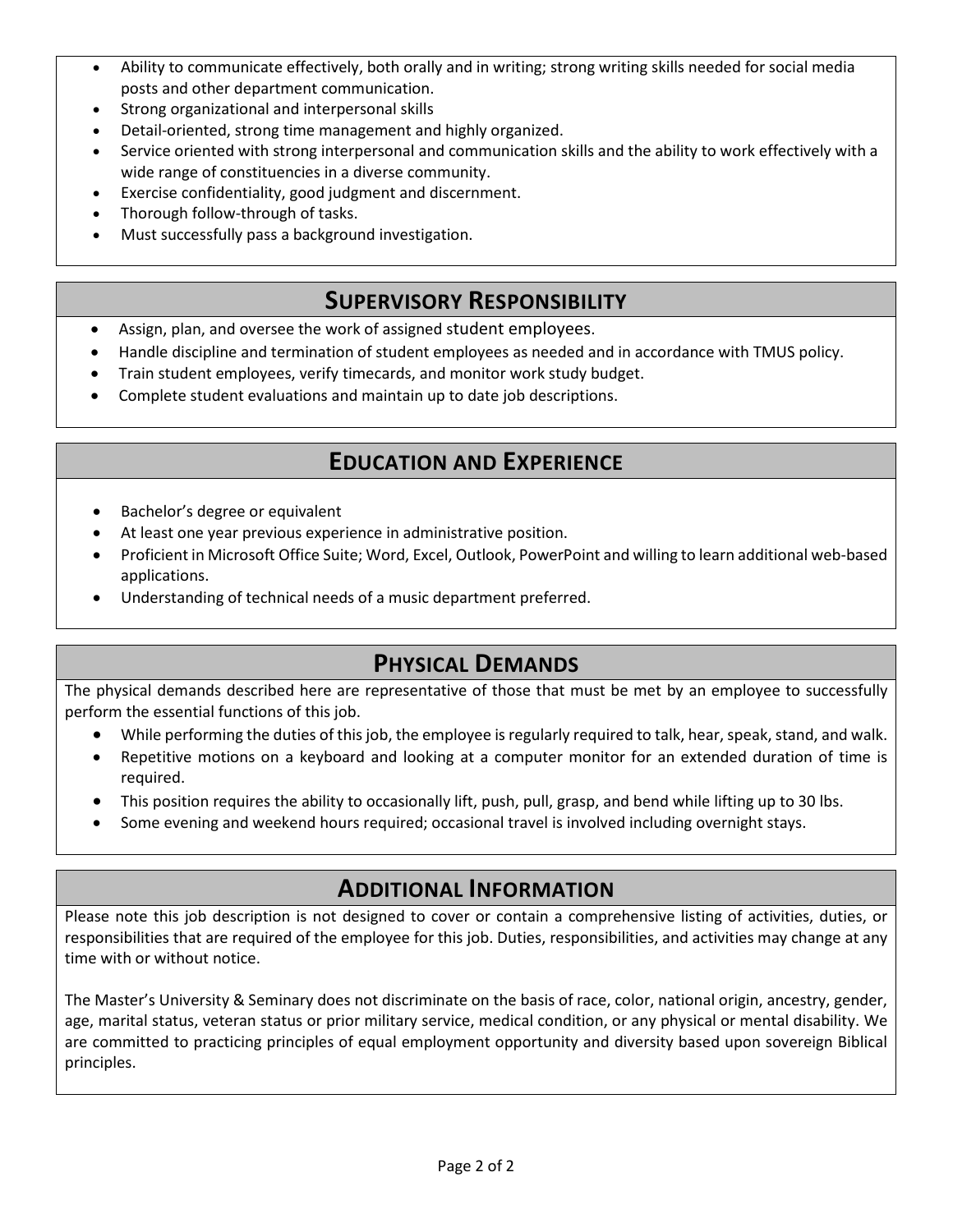- Ability to communicate effectively, both orally and in writing; strong writing skills needed for social media posts and other department communication.
- Strong organizational and interpersonal skills
- Detail-oriented, strong time management and highly organized.
- Service oriented with strong interpersonal and communication skills and the ability to work effectively with a wide range of constituencies in a diverse community.
- Exercise confidentiality, good judgment and discernment.
- Thorough follow-through of tasks.
- Must successfully pass a background investigation.

## SUPERVISORY RESPONSIBILITY

- Assign, plan, and oversee the work of assigned student employees.
- Handle discipline and termination of student employees as needed and in accordance with TMUS policy.
- Train student employees, verify timecards, and monitor work study budget.
- Complete student evaluations and maintain up to date job descriptions.

## EDUCATION AND EXPERIENCE

- Bachelor's degree or equivalent
- At least one year previous experience in administrative position.
- Proficient in Microsoft Office Suite; Word, Excel, Outlook, PowerPoint and willing to learn additional web-based applications.
- Understanding of technical needs of a music department preferred.

## PHYSICAL DEMANDS

The physical demands described here are representative of those that must be met by an employee to successfully perform the essential functions of this job.

- While performing the duties of this job, the employee is regularly required to talk, hear, speak, stand, and walk.
- Repetitive motions on a keyboard and looking at a computer monitor for an extended duration of time is required.
- This position requires the ability to occasionally lift, push, pull, grasp, and bend while lifting up to 30 lbs.
- Some evening and weekend hours required; occasional travel is involved including overnight stays.

## ADDITIONAL INFORMATION

Please note this job description is not designed to cover or contain a comprehensive listing of activities, duties, or responsibilities that are required of the employee for this job. Duties, responsibilities, and activities may change at any time with or without notice.

The Master's University & Seminary does not discriminate on the basis of race, color, national origin, ancestry, gender, age, marital status, veteran status or prior military service, medical condition, or any physical or mental disability. We are committed to practicing principles of equal employment opportunity and diversity based upon sovereign Biblical principles.